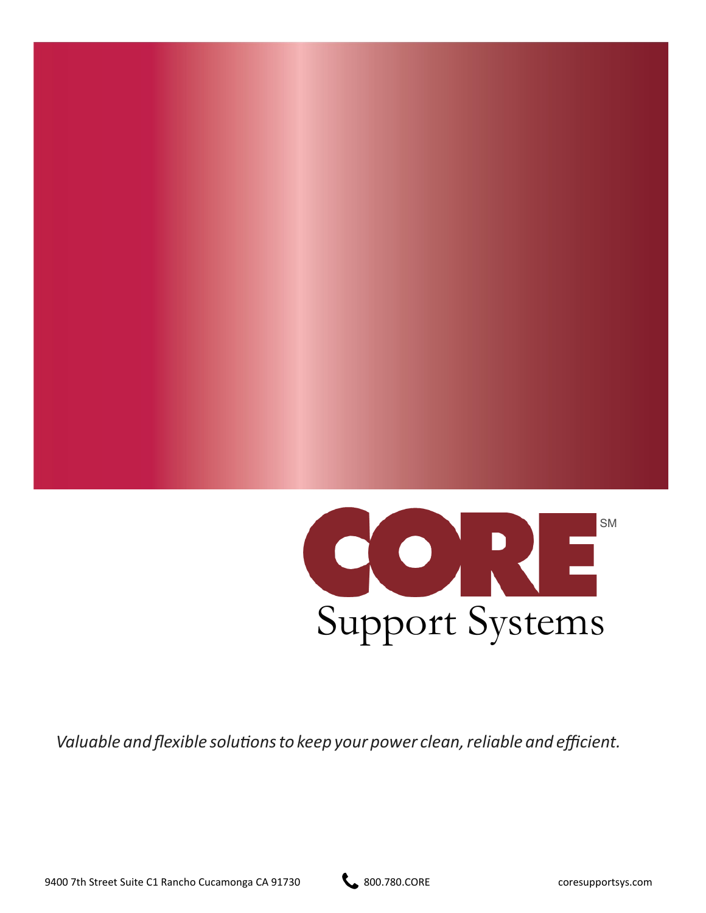# CORE[SM]

## Support Systems

*Valuable and flexible solutions to keep your power clean, reliable and efficient.*

9400 7th Street Suite C1 Rancho Cucamonga CA 91730 800.780.CORE coresupportsys.com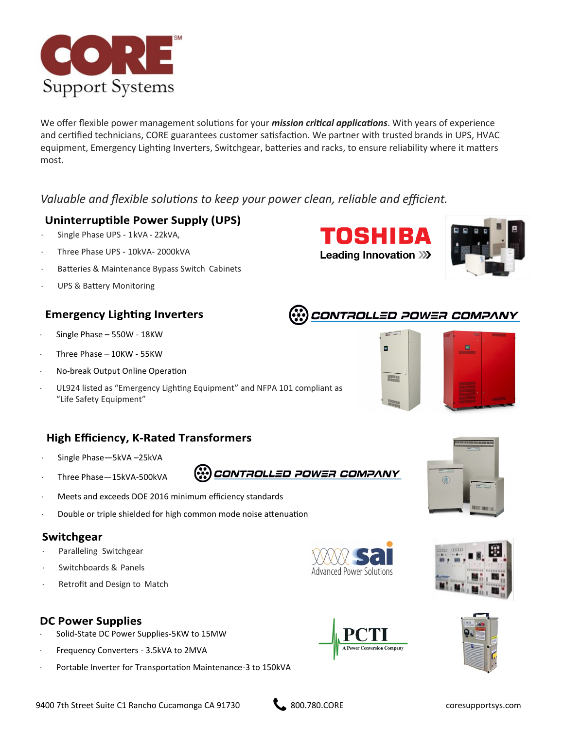# CORE℠ Support Systems

We offer flexible power management solutions for your ***mission critical applications***. With years of experience and certified technicians, CORE guarantees customer satisfaction. We partner with trusted brands in UPS, HVAC equipment, Emergency Lighting Inverters, Switchgear, batteries and racks, to ensure reliability where it matters most.

*Valuable and flexible solutions to keep your power clean, reliable and efficient.*

## Uninterruptible Power Supply (UPS)

TOSHIBA Leading Innovation

- Single Phase UPS - 1kVA - 22kVA,
- Three Phase UPS - 10kVA- 2000kVA
- Batteries & Maintenance Bypass Switch Cabinets
- UPS & Battery Monitoring

## Emergency Lighting Inverters

CONTROLLED POWER COMPANY

- Single Phase – 550W - 18KW
- Three Phase – 10KW - 55KW
- No-break Output Online Operation
- UL924 listed as "Emergency Lighting Equipment" and NFPA 101 compliant as "Life Safety Equipment"

## High Efficiency, K-Rated Transformers

CONTROLLED POWER COMPANY

- Single Phase—5kVA –25kVA
- Three Phase—15kVA-500kVA
- Meets and exceeds DOE 2016 minimum efficiency standards
- Double or triple shielded for high common mode noise attenuation

## Switchgear

sai Advanced Power Solutions

- Paralleling Switchgear
- Switchboards & Panels
- Retrofit and Design to Match

## DC Power Supplies

PCTI A Power Conversion Company

- Solid-State DC Power Supplies-5KW to 15MW
- Frequency Converters - 3.5kVA to 2MVA
- Portable Inverter for Transportation Maintenance-3 to 150kVA

9400 7th Street Suite C1 Rancho Cucamonga CA 91730 800.780.CORE coresupportsys.com